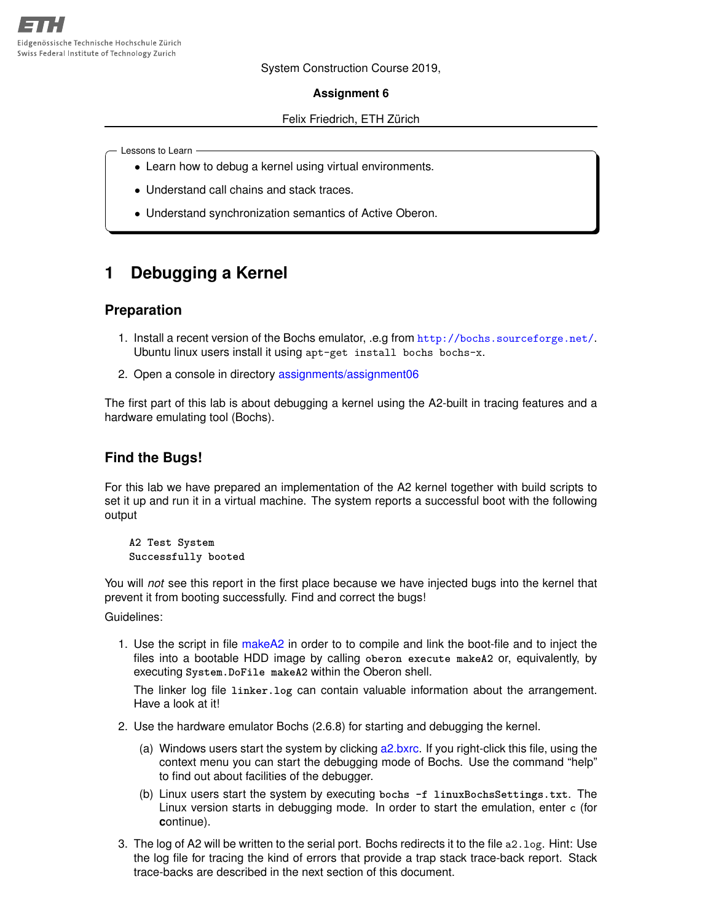ETH
Eidgenössische Technische Hochschule Zürich
Swiss Federal Institute of Technology Zurich

System Construction Course 2019,

**Assignment 6**

Felix Friedrich, ETH Zürich

---

Lessons to Learn

- Learn how to debug a kernel using virtual environments.
- Understand call chains and stack traces.
- Understand synchronization semantics of Active Oberon.

# 1 Debugging a Kernel

## Preparation

1. Install a recent version of the Bochs emulator, .e.g from `http://bochs.sourceforge.net/`. Ubuntu linux users install it using `apt-get install bochs bochs-x`.
2. Open a console in directory assignments/assignment06

The first part of this lab is about debugging a kernel using the A2-built in tracing features and a hardware emulating tool (Bochs).

## Find the Bugs!

For this lab we have prepared an implementation of the A2 kernel together with build scripts to set it up and run it in a virtual machine. The system reports a successful boot with the following output

```
A2 Test System
Successfully booted
```

You will *not* see this report in the first place because we have injected bugs into the kernel that prevent it from booting successfully. Find and correct the bugs!

Guidelines:

1. Use the script in file makeA2 in order to to compile and link the boot-file and to inject the files into a bootable HDD image by calling `oberon execute makeA2` or, equivalently, by executing `System.DoFile makeA2` within the Oberon shell.

   The linker log file `linker.log` can contain valuable information about the arrangement. Have a look at it!

2. Use the hardware emulator Bochs (2.6.8) for starting and debugging the kernel.

   (a) Windows users start the system by clicking a2.bxrc. If you right-click this file, using the context menu you can start the debugging mode of Bochs. Use the command "help" to find out about facilities of the debugger.

   (b) Linux users start the system by executing `bochs -f linuxBochsSettings.txt`. The Linux version starts in debugging mode. In order to start the emulation, enter `c` (for **c**ontinue).

3. The log of A2 will be written to the serial port. Bochs redirects it to the file `a2.log`. Hint: Use the log file for tracing the kind of errors that provide a trap stack trace-back report. Stack trace-backs are described in the next section of this document.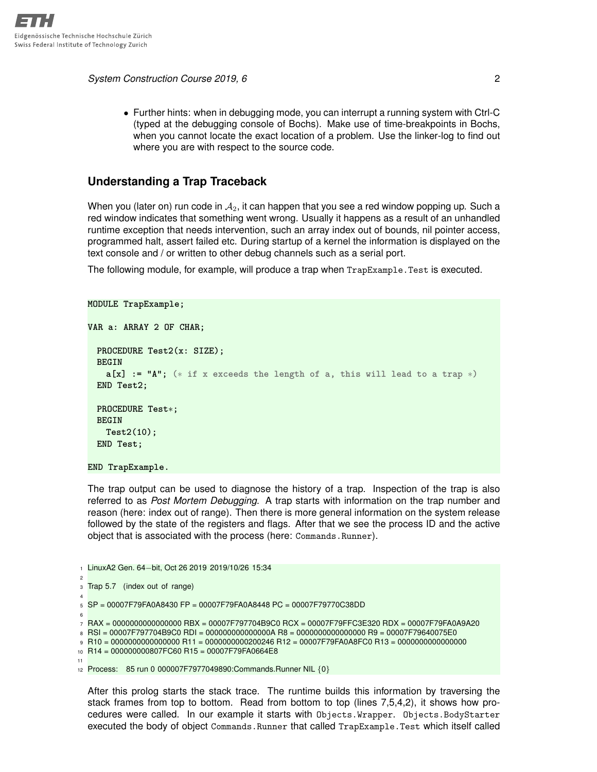- Further hints: when in debugging mode, you can interrupt a running system with Ctrl-C (typed at the debugging console of Bochs). Make use of time-breakpoints in Bochs, when you cannot locate the exact location of a problem. Use the linker-log to find out where you are with respect to the source code.

## Understanding a Trap Traceback

When you (later on) run code in $\mathcal{A}_2$, it can happen that you see a red window popping up. Such a red window indicates that something went wrong. Usually it happens as a result of an unhandled runtime exception that needs intervention, such an array index out of bounds, nil pointer access, programmed halt, assert failed etc. During startup of a kernel the information is displayed on the text console and / or written to other debug channels such as a serial port.

The following module, for example, will produce a trap when `TrapExample.Test` is executed.

```
MODULE TrapExample;

VAR a: ARRAY 2 OF CHAR;

  PROCEDURE Test2(x: SIZE);
  BEGIN
    a[x] := "A"; (* if x exceeds the length of a, this will lead to a trap *)
  END Test2;

  PROCEDURE Test*;
  BEGIN
    Test2(10);
  END Test;

END TrapExample.
```

The trap output can be used to diagnose the history of a trap. Inspection of the trap is also referred to as *Post Mortem Debugging*. A trap starts with information on the trap number and reason (here: index out of range). Then there is more general information on the system release followed by the state of the registers and flags. After that we see the process ID and the active object that is associated with the process (here: `Commands.Runner`).

```
1  LinuxA2 Gen. 64-bit, Oct 26 2019 2019/10/26 15:34
2
3  Trap 5.7   (index out of range)
4
5  SP = 00007F79FA0A8430 FP = 00007F79FA0A8448 PC = 00007F79770C38DD
6
7  RAX = 0000000000000000 RBX = 00007F797704B9C0 RCX = 00007F79FFC3E320 RDX = 00007F79FA0A9A20
8  RSI = 00007F797704B9C0 RDI = 000000000000000A R8 = 0000000000000000 R9 = 00007F79640075E0
9  R10 = 0000000000000000 R11 = 0000000000200246 R12 = 00007F79FA0A8FC0 R13 = 0000000000000000
10 R14 = 000000000807FC60 R15 = 00007F79FA0664E8
11
12 Process:   85 run 0 000007F7977049890:Commands.Runner NIL {0}
```

After this prolog starts the stack trace. The runtime builds this information by traversing the stack frames from top to bottom. Read from bottom to top (lines 7,5,4,2), it shows how procedures were called. In our example it starts with `Objects.Wrapper`. `Objects.BodyStarter` executed the body of object `Commands.Runner` that called `TrapExample.Test` which itself called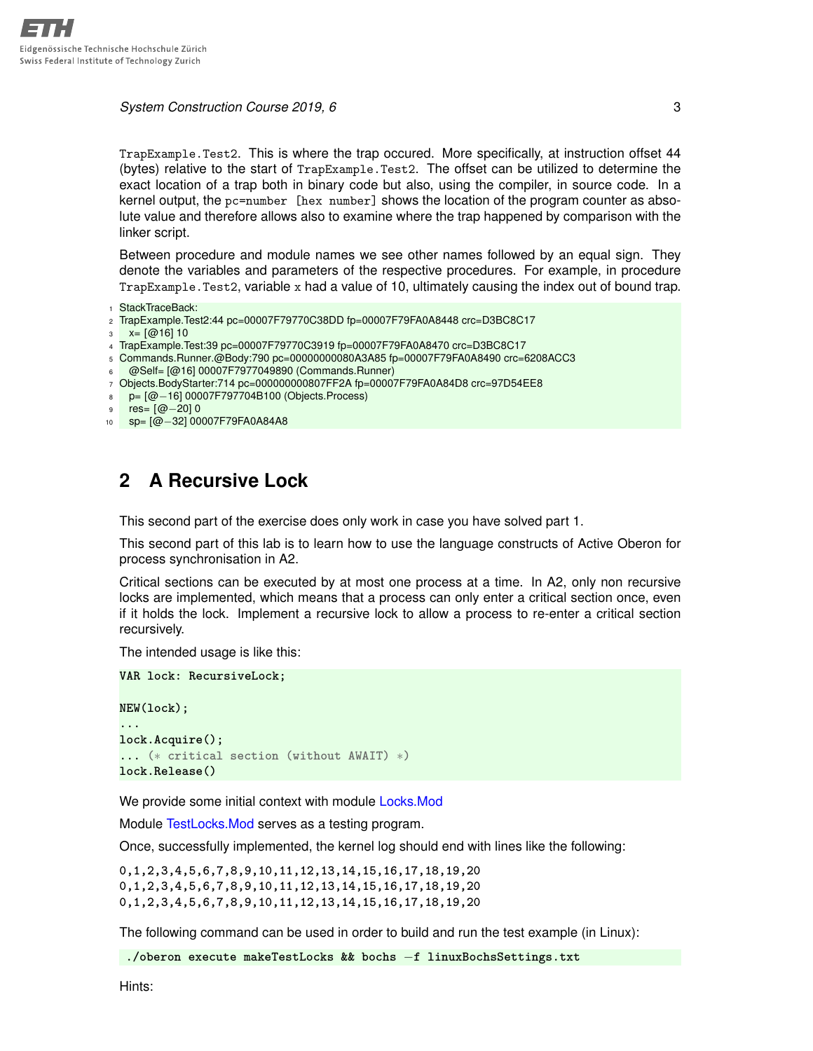`TrapExample.Test2`. This is where the trap occured. More specifically, at instruction offset 44 (bytes) relative to the start of `TrapExample.Test2`. The offset can be utilized to determine the exact location of a trap both in binary code but also, using the compiler, in source code. In a kernel output, the `pc=number [hex number]` shows the location of the program counter as absolute value and therefore allows also to examine where the trap happened by comparison with the linker script.

Between procedure and module names we see other names followed by an equal sign. They denote the variables and parameters of the respective procedures. For example, in procedure `TrapExample.Test2`, variable `x` had a value of 10, ultimately causing the index out of bound trap.

```
StackTraceBack:
TrapExample.Test2:44 pc=00007F79770C38DD fp=00007F79FA0A8448 crc=D3BC8C17
  x= [@16] 10
TrapExample.Test:39 pc=00007F79770C3919 fp=00007F79FA0A8470 crc=D3BC8C17
Commands.Runner.@Body:790 pc=00000000080A3A85 fp=00007F79FA0A8490 crc=6208ACC3
  @Self= [@16] 00007F7977049890 (Commands.Runner)
Objects.BodyStarter:714 pc=000000000807FF2A fp=00007F79FA0A84D8 crc=97D54EE8
  p= [@-16] 00007F797704B100 (Objects.Process)
  res= [@-20] 0
  sp= [@-32] 00007F79FA0A84A8
```

## 2 A Recursive Lock

This second part of the exercise does only work in case you have solved part 1.

This second part of this lab is to learn how to use the language constructs of Active Oberon for process synchronisation in A2.

Critical sections can be executed by at most one process at a time. In A2, only non recursive locks are implemented, which means that a process can only enter a critical section once, even if it holds the lock. Implement a recursive lock to allow a process to re-enter a critical section recursively.

The intended usage is like this:

```
VAR lock: RecursiveLock;

NEW(lock);
...
lock.Acquire();
... (* critical section (without AWAIT) *)
lock.Release()
```

We provide some initial context with module Locks.Mod

Module TestLocks.Mod serves as a testing program.

Once, successfully implemented, the kernel log should end with lines like the following:

```
0,1,2,3,4,5,6,7,8,9,10,11,12,13,14,15,16,17,18,19,20
0,1,2,3,4,5,6,7,8,9,10,11,12,13,14,15,16,17,18,19,20
0,1,2,3,4,5,6,7,8,9,10,11,12,13,14,15,16,17,18,19,20
```

The following command can be used in order to build and run the test example (in Linux):

```
./oberon execute makeTestLocks && bochs -f linuxBochsSettings.txt
```

Hints: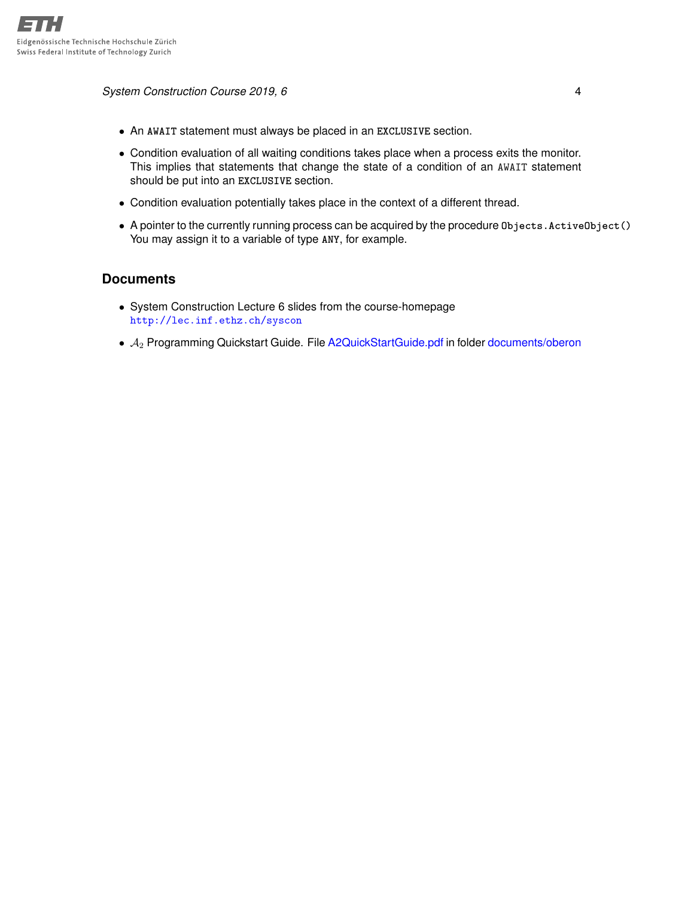- An `AWAIT` statement must always be placed in an `EXCLUSIVE` section.
- Condition evaluation of all waiting conditions takes place when a process exits the monitor. This implies that statements that change the state of a condition of an `AWAIT` statement should be put into an `EXCLUSIVE` section.
- Condition evaluation potentially takes place in the context of a different thread.
- A pointer to the currently running process can be acquired by the procedure `Objects.ActiveObject()` You may assign it to a variable of type `ANY`, for example.

## Documents

- System Construction Lecture 6 slides from the course-homepage http://lec.inf.ethz.ch/syscon
- $\mathcal{A}_2$ Programming Quickstart Guide. File A2QuickStartGuide.pdf in folder documents/oberon